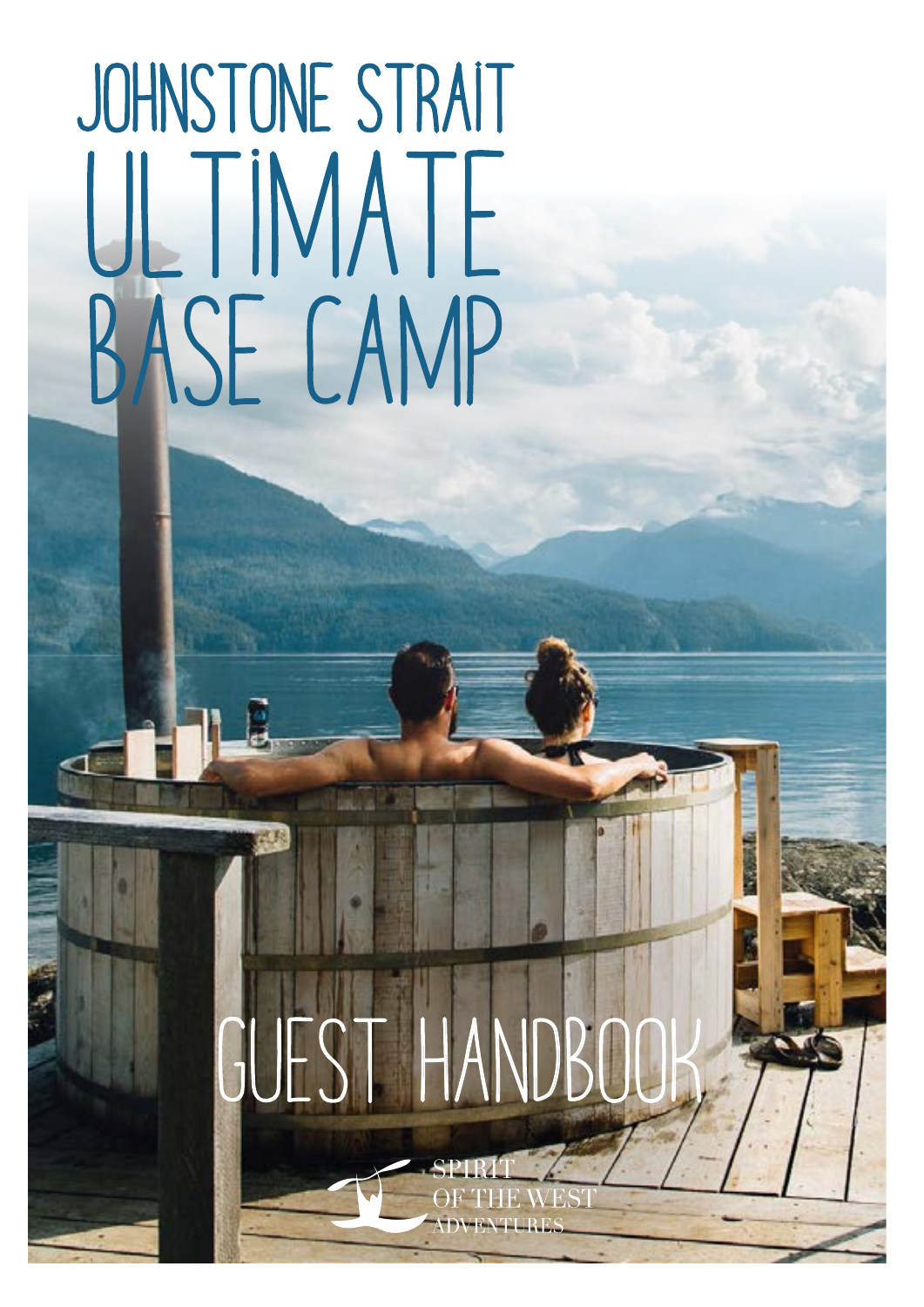# JOHNSTONE STRAIT ULTIMATE BASE CAMP

# GUEST HANDBOOK

SPIRIT OF THE WEST ADVENTURES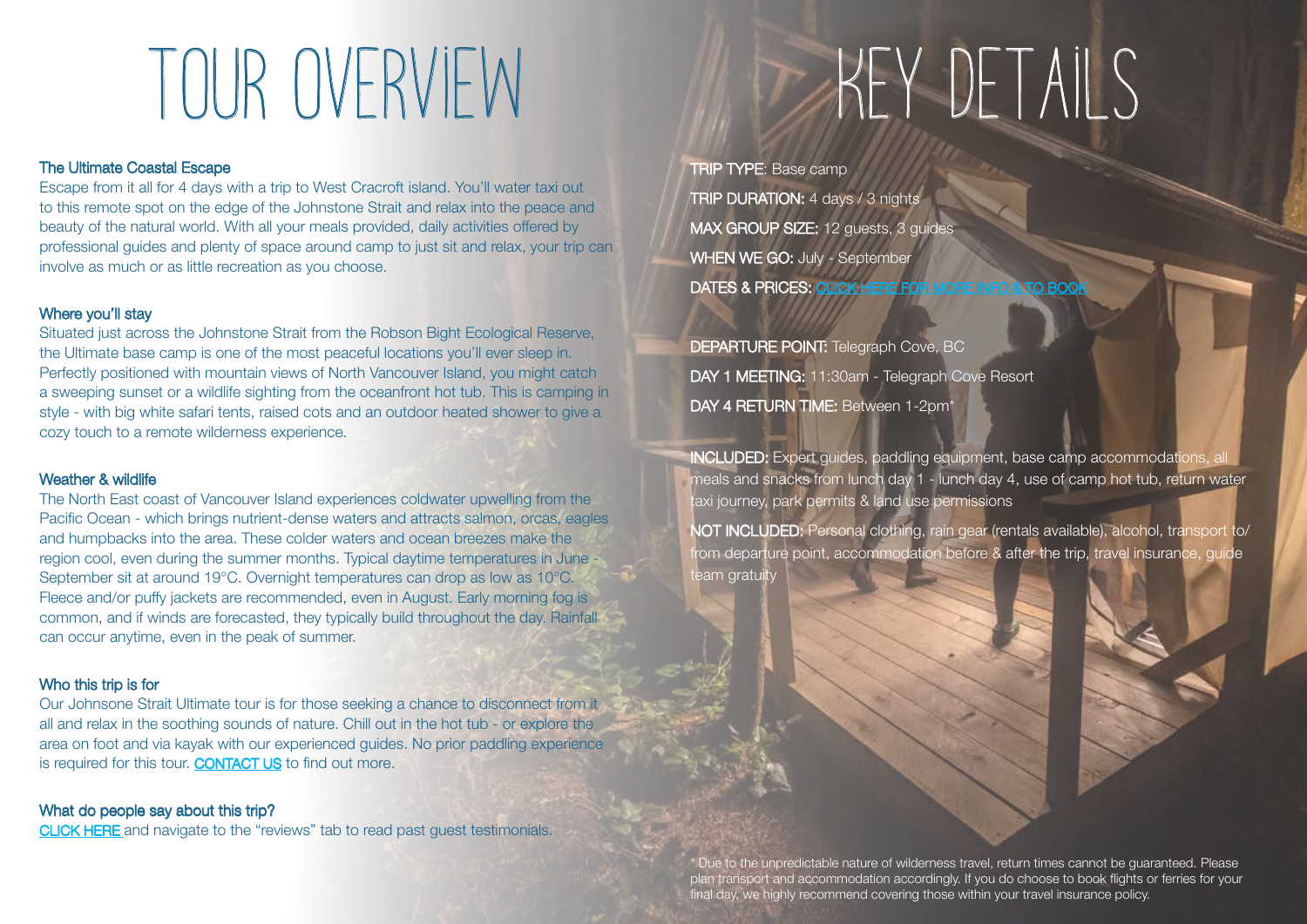# TOUR OVERVIEW

### The Ultimate Coastal Escape

Escape from it all for 4 days with a trip to West Cracroft island. You'll water taxi out to this remote spot on the edge of the Johnstone Strait and relax into the peace and beauty of the natural world. With all your meals provided, daily activities offered by professional guides and plenty of space around camp to just sit and relax, your trip can involve as much or as little recreation as you choose.

### Where you'll stay

Situated just across the Johnstone Strait from the Robson Bight Ecological Reserve, the Ultimate base camp is one of the most peaceful locations you'll ever sleep in. Perfectly positioned with mountain views of North Vancouver Island, you might catch a sweeping sunset or a wildlife sighting from the oceanfront hot tub. This is camping in style - with big white safari tents, raised cots and an outdoor heated shower to give a cozy touch to a remote wilderness experience.

### Weather & wildlife

The North East coast of Vancouver Island experiences coldwater upwelling from the Pacific Ocean - which brings nutrient-dense waters and attracts salmon, orcas, eagles and humpbacks into the area. These colder waters and ocean breezes make the region cool, even during the summer months. Typical daytime temperatures in June - September sit at around 19°C. Overnight temperatures can drop as low as 10°C. Fleece and/or puffy jackets are recommended, even in August. Early morning fog is common, and if winds are forecasted, they typically build throughout the day. Rainfall can occur anytime, even in the peak of summer.

### Who this trip is for

Our Johnsone Strait Ultimate tour is for those seeking a chance to disconnect from it all and relax in the soothing sounds of nature. Chill out in the hot tub - or explore the area on foot and via kayak with our experienced guides. No prior paddling experience is required for this tour. CONTACT US to find out more.

### What do people say about this trip?

CLICK HERE and navigate to the "reviews" tab to read past guest testimonials.

# KEY DETAILS

**TRIP TYPE**: Base camp

**TRIP DURATION:** 4 days / 3 nights

**MAX GROUP SIZE:** 12 guests, 3 guides

**WHEN WE GO:** July - September

**DATES & PRICES:** CLICK HERE FOR MORE INFO & TO BOOK

**DEPARTURE POINT:** Telegraph Cove, BC

**DAY 1 MEETING:** 11:30am - Telegraph Cove Resort

**DAY 4 RETURN TIME:** Between 1-2pm*

**INCLUDED:** Expert guides, paddling equipment, base camp accommodations, all meals and snacks from lunch day 1 - lunch day 4, use of camp hot tub, return water taxi journey, park permits & land use permissions

**NOT INCLUDED:** Personal clothing, rain gear (rentals available), alcohol, transport to/from departure point, accommodation before & after the trip, travel insurance, guide team gratuity

* Due to the unpredictable nature of wilderness travel, return times cannot be guaranteed. Please plan transport and accommodation accordingly. If you do choose to book flights or ferries for your final day, we highly recommend covering those within your travel insurance policy.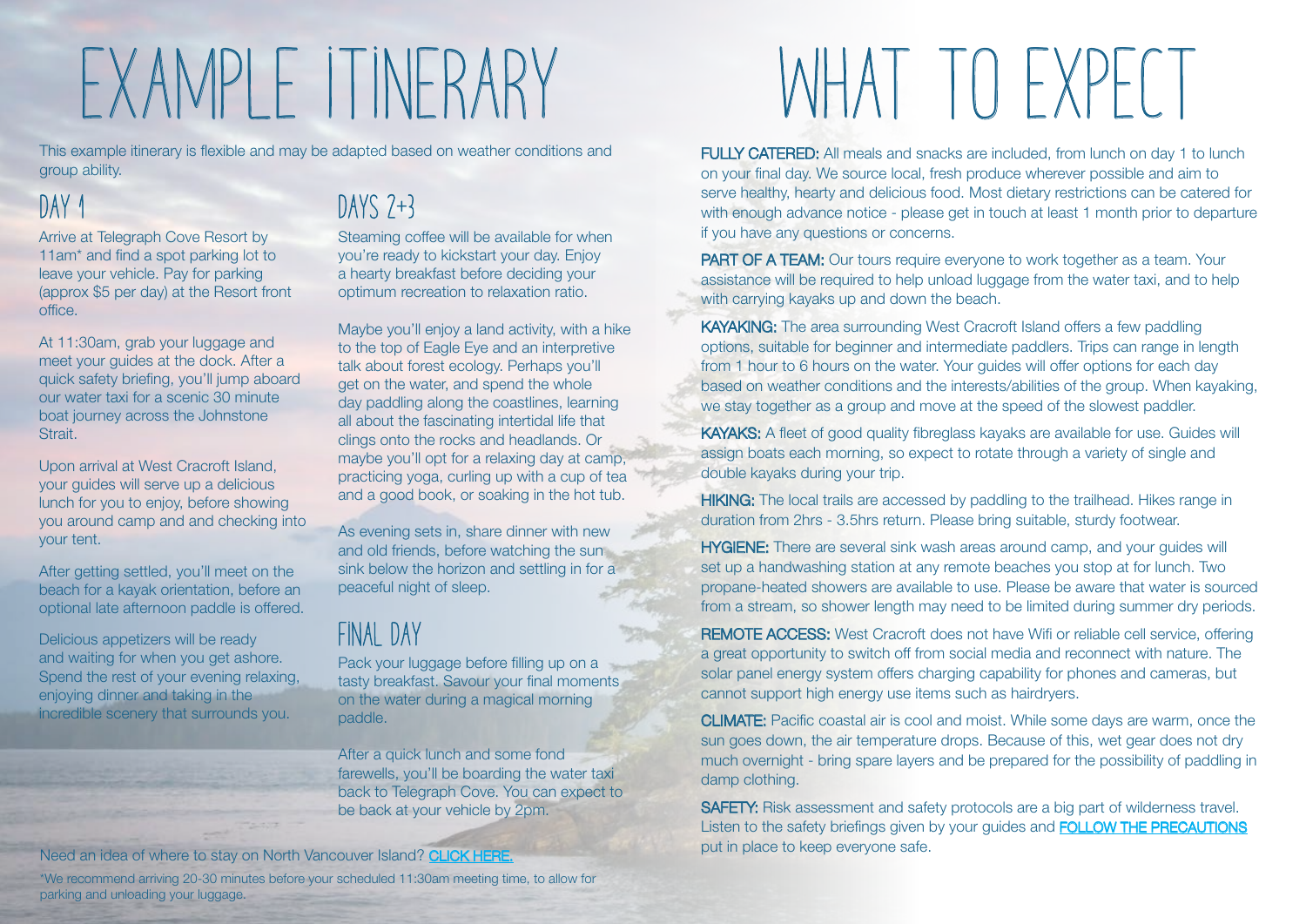# EXAMPLE ITINERARY

This example itinerary is flexible and may be adapted based on weather conditions and group ability.

## DAY 1

Arrive at Telegraph Cove Resort by 11am* and find a spot parking lot to leave your vehicle. Pay for parking (approx $5 per day) at the Resort front office.

At 11:30am, grab your luggage and meet your guides at the dock. After a quick safety briefing, you'll jump aboard our water taxi for a scenic 30 minute boat journey across the Johnstone Strait.

Upon arrival at West Cracroft Island, your guides will serve up a delicious lunch for you to enjoy, before showing you around camp and and checking into your tent.

After getting settled, you'll meet on the beach for a kayak orientation, before an optional late afternoon paddle is offered.

Delicious appetizers will be ready and waiting for when you get ashore. Spend the rest of your evening relaxing, enjoying dinner and taking in the incredible scenery that surrounds you.

## DAYS 2+3

Steaming coffee will be available for when you're ready to kickstart your day. Enjoy a hearty breakfast before deciding your optimum recreation to relaxation ratio.

Maybe you'll enjoy a land activity, with a hike to the top of Eagle Eye and an interpretive talk about forest ecology. Perhaps you'll get on the water, and spend the whole day paddling along the coastlines, learning all about the fascinating intertidal life that clings onto the rocks and headlands. Or maybe you'll opt for a relaxing day at camp, practicing yoga, curling up with a cup of tea and a good book, or soaking in the hot tub.

As evening sets in, share dinner with new and old friends, before watching the sun sink below the horizon and settling in for a peaceful night of sleep.

## FINAL DAY

Pack your luggage before filling up on a tasty breakfast. Savour your final moments on the water during a magical morning paddle.

After a quick lunch and some fond farewells, you'll be boarding the water taxi back to Telegraph Cove. You can expect to be back at your vehicle by 2pm.

Need an idea of where to stay on North Vancouver Island? CLICK HERE.

*We recommend arriving 20-30 minutes before your scheduled 11:30am meeting time, to allow for parking and unloading your luggage.

# WHAT TO EXPECT

**FULLY CATERED:** All meals and snacks are included, from lunch on day 1 to lunch on your final day. We source local, fresh produce wherever possible and aim to serve healthy, hearty and delicious food. Most dietary restrictions can be catered for with enough advance notice - please get in touch at least 1 month prior to departure if you have any questions or concerns.

**PART OF A TEAM:** Our tours require everyone to work together as a team. Your assistance will be required to help unload luggage from the water taxi, and to help with carrying kayaks up and down the beach.

**KAYAKING:** The area surrounding West Cracroft Island offers a few paddling options, suitable for beginner and intermediate paddlers. Trips can range in length from 1 hour to 6 hours on the water. Your guides will offer options for each day based on weather conditions and the interests/abilities of the group. When kayaking, we stay together as a group and move at the speed of the slowest paddler.

**KAYAKS:** A fleet of good quality fibreglass kayaks are available for use. Guides will assign boats each morning, so expect to rotate through a variety of single and double kayaks during your trip.

**HIKING:** The local trails are accessed by paddling to the trailhead. Hikes range in duration from 2hrs - 3.5hrs return. Please bring suitable, sturdy footwear.

**HYGIENE:** There are several sink wash areas around camp, and your guides will set up a handwashing station at any remote beaches you stop at for lunch. Two propane-heated showers are available to use. Please be aware that water is sourced from a stream, so shower length may need to be limited during summer dry periods.

**REMOTE ACCESS:** West Cracroft does not have Wifi or reliable cell service, offering a great opportunity to switch off from social media and reconnect with nature. The solar panel energy system offers charging capability for phones and cameras, but cannot support high energy use items such as hairdryers.

**CLIMATE:** Pacific coastal air is cool and moist. While some days are warm, once the sun goes down, the air temperature drops. Because of this, wet gear does not dry much overnight - bring spare layers and be prepared for the possibility of paddling in damp clothing.

**SAFETY:** Risk assessment and safety protocols are a big part of wilderness travel. Listen to the safety briefings given by your guides and FOLLOW THE PRECAUTIONS put in place to keep everyone safe.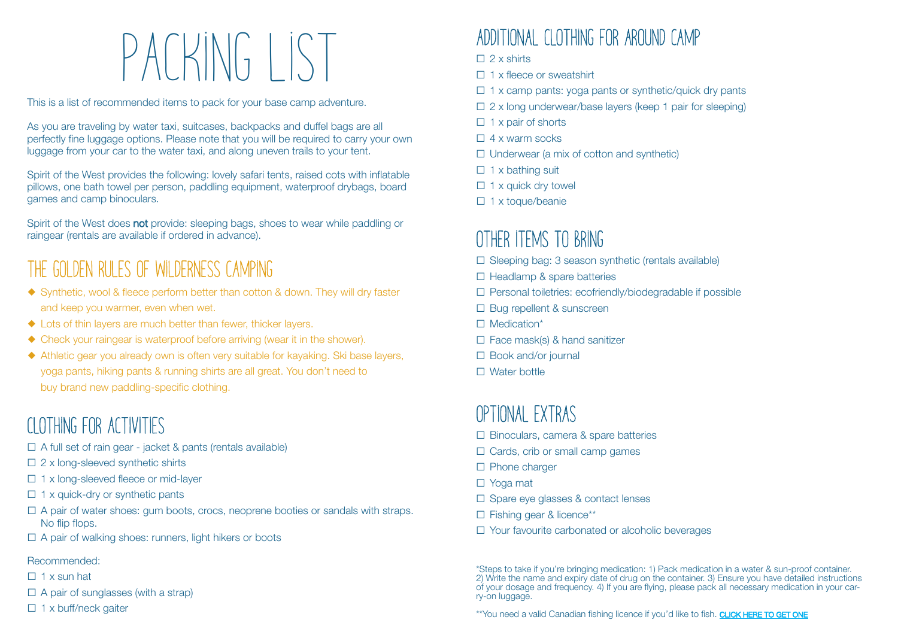# PACKING LIST

This is a list of recommended items to pack for your base camp adventure.

As you are traveling by water taxi, suitcases, backpacks and duffel bags are all perfectly fine luggage options. Please note that you will be required to carry your own luggage from your car to the water taxi, and along uneven trails to your tent.

Spirit of the West provides the following: lovely safari tents, raised cots with inflatable pillows, one bath towel per person, paddling equipment, waterproof drybags, board games and camp binoculars.

Spirit of the West does **not** provide: sleeping bags, shoes to wear while paddling or raingear (rentals are available if ordered in advance).

## THE GOLDEN RULES OF WILDERNESS CAMPING

- Synthetic, wool & fleece perform better than cotton & down. They will dry faster and keep you warmer, even when wet.
- Lots of thin layers are much better than fewer, thicker layers.
- Check your raingear is waterproof before arriving (wear it in the shower).
- Athletic gear you already own is often very suitable for kayaking. Ski base layers, yoga pants, hiking pants & running shirts are all great. You don't need to buy brand new paddling-specific clothing.

## CLOTHING FOR ACTIVITIES

- ☐ A full set of rain gear - jacket & pants (rentals available)
- ☐ 2 x long-sleeved synthetic shirts
- ☐ 1 x long-sleeved fleece or mid-layer
- ☐ 1 x quick-dry or synthetic pants
- ☐ A pair of water shoes: gum boots, crocs, neoprene booties or sandals with straps. No flip flops.
- ☐ A pair of walking shoes: runners, light hikers or boots

Recommended:

- ☐ 1 x sun hat
- ☐ A pair of sunglasses (with a strap)
- ☐ 1 x buff/neck gaiter

## ADDITIONAL CLOTHING FOR AROUND CAMP

- ☐ 2 x shirts
- ☐ 1 x fleece or sweatshirt
- ☐ 1 x camp pants: yoga pants or synthetic/quick dry pants
- ☐ 2 x long underwear/base layers (keep 1 pair for sleeping)
- ☐ 1 x pair of shorts
- ☐ 4 x warm socks
- ☐ Underwear (a mix of cotton and synthetic)
- ☐ 1 x bathing suit
- ☐ 1 x quick dry towel
- ☐ 1 x toque/beanie

## OTHER ITEMS TO BRING

- ☐ Sleeping bag: 3 season synthetic (rentals available)
- ☐ Headlamp & spare batteries
- ☐ Personal toiletries: ecofriendly/biodegradable if possible
- ☐ Bug repellent & sunscreen
- ☐ Medication*
- ☐ Face mask(s) & hand sanitizer
- ☐ Book and/or journal
- ☐ Water bottle

## OPTIONAL EXTRAS

- ☐ Binoculars, camera & spare batteries
- ☐ Cards, crib or small camp games
- ☐ Phone charger
- ☐ Yoga mat
- ☐ Spare eye glasses & contact lenses
- ☐ Fishing gear & licence**
- ☐ Your favourite carbonated or alcoholic beverages

*Steps to take if you're bringing medication: 1) Pack medication in a water & sun-proof container. 2) Write the name and expiry date of drug on the container. 3) Ensure you have detailed instructions of your dosage and frequency. 4) If you are flying, please pack all necessary medication in your carry-on luggage.

**You need a valid Canadian fishing licence if you'd like to fish. CLICK HERE TO GET ONE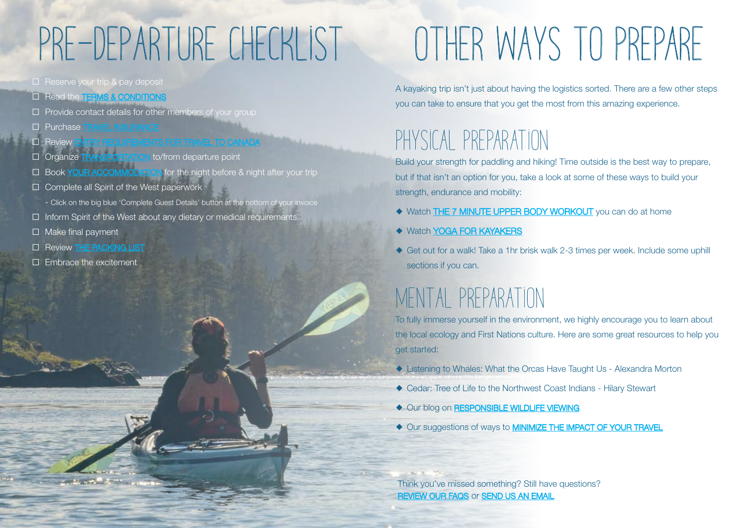# PRE-DEPARTURE CHECKLIST

- ☐ Reserve your trip & pay deposit
- ☐ Read the TERMS & CONDITIONS
- ☐ Provide contact details for other members of your group
- ☐ Purchase TRAVEL INSURANCE
- ☐ Review ENTRY REQUIREMENTS FOR TRAVEL TO CANADA
- ☐ Organize TRANSPORTATION to/from departure point
- ☐ Book YOUR ACCOMMODATION for the night before & night after your trip
- ☐ Complete all Spirit of the West paperwork
  - Click on the big blue 'Complete Guest Details' button at the bottom of your invoice
- ☐ Inform Spirit of the West about any dietary or medical requirements
- ☐ Make final payment
- ☐ Review THE PACKING LIST
- ☐ Embrace the excitement

# OTHER WAYS TO PREPARE

A kayaking trip isn't just about having the logistics sorted. There are a few other steps you can take to ensure that you get the most from this amazing experience.

## PHYSICAL PREPARATION

Build your strength for paddling and hiking! Time outside is the best way to prepare, but if that isn't an option for you, take a look at some of these ways to build your strength, endurance and mobility:

- Watch THE 7 MINUTE UPPER BODY WORKOUT you can do at home
- Watch YOGA FOR KAYAKERS
- Get out for a walk! Take a 1hr brisk walk 2-3 times per week. Include some uphill sections if you can.

## MENTAL PREPARATION

To fully immerse yourself in the environment, we highly encourage you to learn about the local ecology and First Nations culture. Here are some great resources to help you get started:

- Listening to Whales: What the Orcas Have Taught Us - Alexandra Morton
- Cedar: Tree of Life to the Northwest Coast Indians - Hilary Stewart
- Our blog on RESPONSIBLE WILDLIFE VIEWING
- Our suggestions of ways to MINIMIZE THE IMPACT OF YOUR TRAVEL

Think you've missed something? Still have questions?
REVIEW OUR FAQS or SEND US AN EMAIL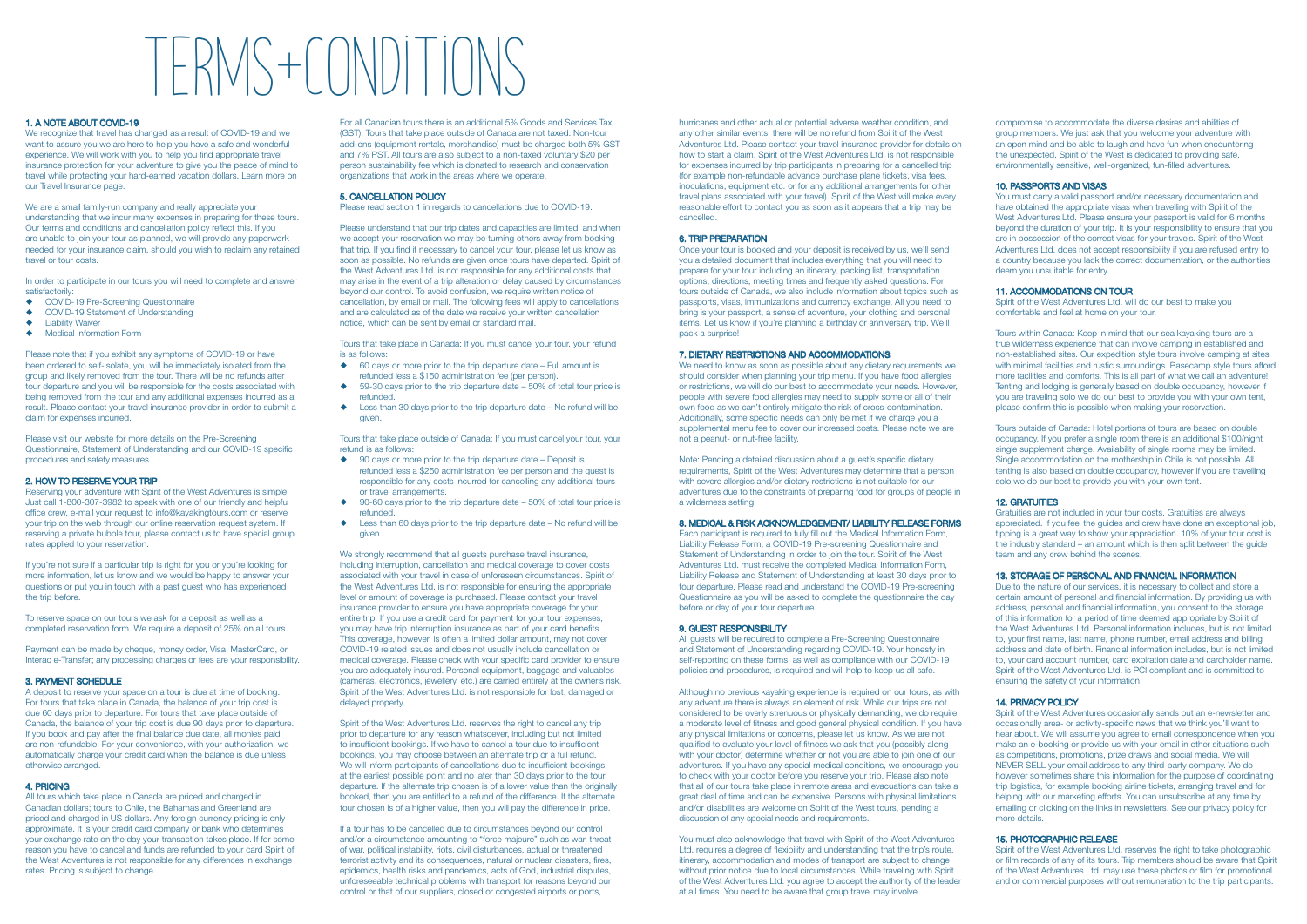# TERMS+CONDITIONS

## 1. A NOTE ABOUT COVID-19

We recognize that travel has changed as a result of COVID-19 and we want to assure you we are here to help you have a safe and wonderful experience. We will work with you to help you find appropriate travel insurance protection for your adventure to give you the peace of mind to travel while protecting your hard-earned vacation dollars. Learn more on our Travel Insurance page.

We are a small family-run company and really appreciate your understanding that we incur many expenses in preparing for these tours. Our terms and conditions and cancellation policy reflect this. If you are unable to join your tour as planned, we will provide any paperwork needed for your insurance claim, should you wish to reclaim any retained travel or tour costs.

In order to participate in our tours you will need to complete and answer satisfactorily:

- COVID-19 Pre-Screening Questionnaire
- COVID-19 Statement of Understanding
- Liability Waiver
- Medical Information Form

Please note that if you exhibit any symptoms of COVID-19 or have been ordered to self-isolate, you will be immediately isolated from the group and likely removed from the tour. There will be no refunds after tour departure and you will be responsible for the costs associated with being removed from the tour and any additional expenses incurred as a result. Please contact your travel insurance provider in order to submit a claim for expenses incurred.

Please visit our website for more details on the Pre-Screening Questionnaire, Statement of Understanding and our COVID-19 specific procedures and safety measures.

## 2. HOW TO RESERVE YOUR TRIP

Reserving your adventure with Spirit of the West Adventures is simple. Just call 1-800-307-3982 to speak with one of our friendly and helpful office crew, e-mail your request to info@kayakingtours.com or reserve your trip on the web through our online reservation request system. If reserving a private bubble tour, please contact us to have special group rates applied to your reservation.

If you're not sure if a particular trip is right for you or you're looking for more information, let us know and we would be happy to answer your questions or put you in touch with a past guest who has experienced the trip before.

To reserve space on our tours we ask for a deposit as well as a completed reservation form. We require a deposit of 25% on all tours.

Payment can be made by cheque, money order, Visa, MasterCard, or Interac e-Transfer; any processing charges or fees are your responsibility.

## 3. PAYMENT SCHEDULE

A deposit to reserve your space on a tour is due at time of booking. For tours that take place in Canada, the balance of your trip cost is due 60 days prior to departure. For tours that take place outside of Canada, the balance of your trip cost is due 90 days prior to departure. If you book and pay after the final balance due date, all monies paid are non-refundable. For your convenience, with your authorization, we automatically charge your credit card when the balance is due unless otherwise arranged.

## 4. PRICING

All tours which take place in Canada are priced and charged in Canadian dollars; tours to Chile, the Bahamas and Greenland are priced and charged in US dollars. Any foreign currency pricing is only approximate. It is your credit card company or bank who determines your exchange rate on the day your transaction takes place. If for some reason you have to cancel and funds are refunded to your card Spirit of the West Adventures is not responsible for any differences in exchange rates. Pricing is subject to change.

For all Canadian tours there is an additional 5% Goods and Services Tax (GST). Tours that take place outside of Canada are not taxed. Non-tour add-ons (equipment rentals, merchandise) must be charged both 5% GST and 7% PST. All tours are also subject to a non-taxed voluntary $20 per person sustainability fee which is donated to research and conservation organizations that work in the areas where we operate.

## 5. CANCELLATION POLICY

Please read section 1 in regards to cancellations due to COVID-19.

Please understand that our trip dates and capacities are limited, and when we accept your reservation we may be turning others away from booking that trip. If you find it necessary to cancel your tour, please let us know as soon as possible. No refunds are given once tours have departed. Spirit of the West Adventures Ltd. is not responsible for any additional costs that may arise in the event of a trip alteration or delay caused by circumstances beyond our control. To avoid confusion, we require written notice of cancellation, by email or mail. The following fees will apply to cancellations and are calculated as of the date we receive your written cancellation notice, which can be sent by email or standard mail.

Tours that take place in Canada: If you must cancel your tour, your refund is as follows:

- 60 days or more prior to the trip departure date – Full amount is refunded less a $150 administration fee (per person).
- 59-30 days prior to the trip departure date – 50% of total tour price is refunded.
- Less than 30 days prior to the trip departure date – No refund will be given.

Tours that take place outside of Canada: If you must cancel your tour, your refund is as follows:

- 90 days or more prior to the trip departure date – Deposit is refunded less a $250 administration fee per person and the guest is responsible for any costs incurred for cancelling any additional tours or travel arrangements.
- 90-60 days prior to the trip departure date – 50% of total tour price is refunded.
- Less than 60 days prior to the trip departure date – No refund will be given.

We strongly recommend that all guests purchase travel insurance, including interruption, cancellation and medical coverage to cover costs associated with your travel in case of unforeseen circumstances. Spirit of the West Adventures Ltd. is not responsible for ensuring the appropriate level or amount of coverage is purchased. Please contact your travel insurance provider to ensure you have appropriate coverage for your entire trip. If you use a credit card for payment for your tour expenses, you may have trip interruption insurance as part of your card benefits. This coverage, however, is often a limited dollar amount, may not cover COVID-19 related issues and does not usually include cancellation or medical coverage. Please check with your specific card provider to ensure you are adequately insured. Personal equipment, baggage and valuables (cameras, electronics, jewellery, etc.) are carried entirely at the owner's risk. Spirit of the West Adventures Ltd. is not responsible for lost, damaged or delayed property.

Spirit of the West Adventures Ltd. reserves the right to cancel any trip prior to departure for any reason whatsoever, including but not limited to insufficient bookings. If we have to cancel a tour due to insufficient bookings, you may choose between an alternate trip or a full refund. We will inform participants of cancellations due to insufficient bookings at the earliest possible point and no later than 30 days prior to the tour departure. If the alternate trip chosen is of a lower value than the originally booked, then you are entitled to a refund of the difference. If the alternate tour chosen is of a higher value, then you will pay the difference in price.

If a tour has to be cancelled due to circumstances beyond our control and/or a circumstance amounting to "force majeure" such as war, threat of war, political instability, riots, civil disturbances, actual or threatened terrorist activity and its consequences, natural or nuclear disasters, fires, epidemics, health risks and pandemics, acts of God, industrial disputes, unforeseeable technical problems with transport for reasons beyond our control or that of our suppliers, closed or congested airports or ports, hurricanes and other actual or potential adverse weather condition, and any other similar events, there will be no refund from Spirit of the West Adventures Ltd. Please contact your travel insurance provider for details on how to start a claim. Spirit of the West Adventures Ltd. is not responsible for expenses incurred by trip participants in preparing for a cancelled trip (for example non-refundable advance purchase plane tickets, visa fees, inoculations, equipment etc. or for any additional arrangements for other travel plans associated with your travel). Spirit of the West will make every reasonable effort to contact you as soon as it appears that a trip may be cancelled.

## 6. TRIP PREPARATION

Once your tour is booked and your deposit is received by us, we'll send you a detailed document that includes everything that you will need to prepare for your tour including an itinerary, packing list, transportation options, directions, meeting times and frequently asked questions. For tours outside of Canada, we also include information about topics such as passports, visas, immunizations and currency exchange. All you need to bring is your passport, a sense of adventure, your clothing and personal items. Let us know if you're planning a birthday or anniversary trip. We'll pack a surprise!

## 7. DIETARY RESTRICTIONS AND ACCOMMODATIONS

We need to know as soon as possible about any dietary requirements we should consider when planning your trip menu. If you have food allergies or restrictions, we will do our best to accommodate your needs. However, people with severe food allergies may need to supply some or all of their own food as we can't entirely mitigate the risk of cross-contamination. Additionally, some specific needs can only be met if we charge you a supplemental menu fee to cover our increased costs. Please note we are not a peanut- or nut-free facility.

Note: Pending a detailed discussion about a guest's specific dietary requirements, Spirit of the West Adventures may determine that a person with severe allergies and/or dietary restrictions is not suitable for our adventures due to the constraints of preparing food for groups of people in a wilderness setting.

## 8. MEDICAL & RISK ACKNOWLEDGEMENT/ LIABILITY RELEASE FORMS

Each participant is required to fully fill out the Medical Information Form, Liability Release Form, a COVID-19 Pre-screening Questionnaire and Statement of Understanding in order to join the tour. Spirit of the West Adventures Ltd. must receive the completed Medical Information Form, Liability Release and Statement of Understanding at least 30 days prior to tour departure. Please read and understand the COVID-19 Pre-screening Questionnaire as you will be asked to complete the questionnaire the day before or day of your tour departure.

## 9. GUEST RESPONSIBILITY

All guests will be required to complete a Pre-Screening Questionnaire and Statement of Understanding regarding COVID-19. Your honesty in self-reporting on these forms, as well as compliance with our COVID-19 policies and procedures, is required and will help to keep us all safe.

Although no previous kayaking experience is required on our tours, as with any adventure there is always an element of risk. While our trips are not considered to be overly strenuous or physically demanding, we do require a moderate level of fitness and good general physical condition. If you have any physical limitations or concerns, please let us know. As we are not qualified to evaluate your level of fitness we ask that you (possibly along with your doctor) determine whether or not you are able to join one of our adventures. If you have any special medical conditions, we encourage you to check with your doctor before you reserve your trip. Please also note that all of our tours take place in remote areas and evacuations can take a great deal of time and can be expensive. Persons with physical limitations and/or disabilities are welcome on Spirit of the West tours, pending a discussion of any special needs and requirements.

You must also acknowledge that travel with Spirit of the West Adventures Ltd. requires a degree of flexibility and understanding that the trip's route, itinerary, accommodation and modes of transport are subject to change without prior notice due to local circumstances. While traveling with Spirit of the West Adventures Ltd. you agree to accept the authority of the leader at all times. You need to be aware that group travel may involve compromise to accommodate the diverse desires and abilities of group members. We just ask that you welcome your adventure with an open mind and be able to laugh and have fun when encountering the unexpected. Spirit of the West is dedicated to providing safe, environmentally sensitive, well-organized, fun-filled adventures.

## 10. PASSPORTS AND VISAS

You must carry a valid passport and/or necessary documentation and have obtained the appropriate visas when travelling with Spirit of the West Adventures Ltd. Please ensure your passport is valid for 6 months beyond the duration of your trip. It is your responsibility to ensure that you are in possession of the correct visas for your travels. Spirit of the West Adventures Ltd. does not accept responsibility if you are refused entry to a country because you lack the correct documentation, or the authorities deem you unsuitable for entry.

## 11. ACCOMMODATIONS ON TOUR

Spirit of the West Adventures Ltd. will do our best to make you comfortable and feel at home on your tour.

Tours within Canada: Keep in mind that our sea kayaking tours are a true wilderness experience that can involve camping in established and non-established sites. Our expedition style tours involve camping at sites with minimal facilities and rustic surroundings. Basecamp style tours afford more facilities and comforts. This is all part of what we call an adventure! Tenting and lodging is generally based on double occupancy, however if you are traveling solo we do our best to provide you with your own tent, please confirm this is possible when making your reservation.

Tours outside of Canada: Hotel portions of tours are based on double occupancy. If you prefer a single room there is an additional $100/night single supplement charge. Availability of single rooms may be limited. Single accommodation on the mothership in Chile is not possible. All tenting is also based on double occupancy, however if you are travelling solo we do our best to provide you with your own tent.

## 12. GRATUITIES

Gratuities are not included in your tour costs. Gratuities are always appreciated. If you feel the guides and crew have done an exceptional job, tipping is a great way to show your appreciation. 10% of your tour cost is the industry standard – an amount which is then split between the guide team and any crew behind the scenes.

## 13. STORAGE OF PERSONAL AND FINANCIAL INFORMATION

Due to the nature of our services, it is necessary to collect and store a certain amount of personal and financial information. By providing us with address, personal and financial information, you consent to the storage of this information for a period of time deemed appropriate by Spirit of the West Adventures Ltd. Personal information includes, but is not limited to, your first name, last name, phone number, email address and billing address and date of birth. Financial information includes, but is not limited to, your card account number, card expiration date and cardholder name. Spirit of the West Adventures Ltd. is PCI compliant and is committed to ensuring the safety of your information.

## 14. PRIVACY POLICY

Spirit of the West Adventures occasionally sends out an e-newsletter and occasionally area- or activity-specific news that we think you'll want to hear about. We will assume you agree to email correspondence when you make an e-booking or provide us with your email in other situations such as competitions, promotions, prize draws and social media. We will NEVER SELL your email address to any third-party company. We do however sometimes share this information for the purpose of coordinating trip logistics, for example booking airline tickets, arranging travel and for helping with our marketing efforts. You can unsubscribe at any time by emailing or clicking on the links in newsletters. See our privacy policy for more details.

## 15. PHOTOGRAPHIC RELEASE

Spirit of the West Adventures Ltd, reserves the right to take photographic or film records of any of its tours. Trip members should be aware that Spirit of the West Adventures Ltd. may use these photos or film for promotional and or commercial purposes without remuneration to the trip participants.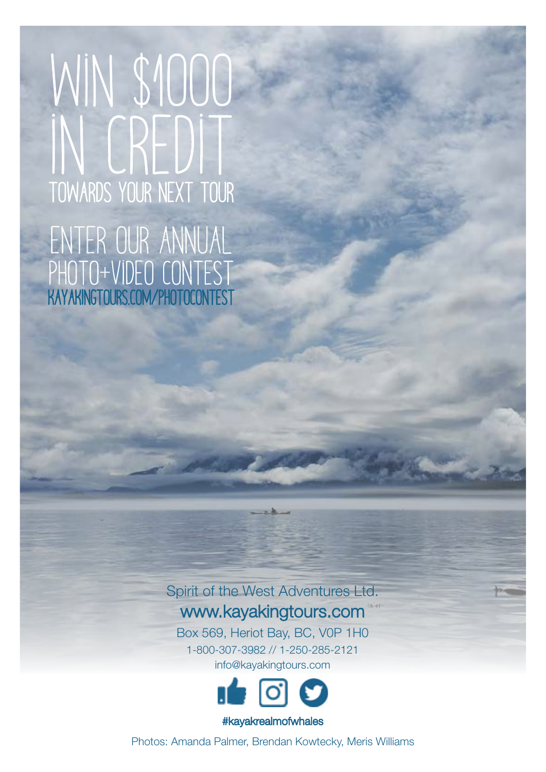# WIN $1000 IN CREDIT

## TOWARDS YOUR NEXT TOUR

## ENTER OUR ANNUAL PHOTO+VIDEO CONTEST

KAYAKINGTOURS.COM/PHOTOCONTEST

Spirit of the West Adventures Ltd.

www.kayakingtours.com

Box 569, Heriot Bay, BC, V0P 1H0

1-800-307-3982 // 1-250-285-2121

info@kayakingtours.com

#kayakrealmofwhales

Photos: Amanda Palmer, Brendan Kowtecky, Meris Williams